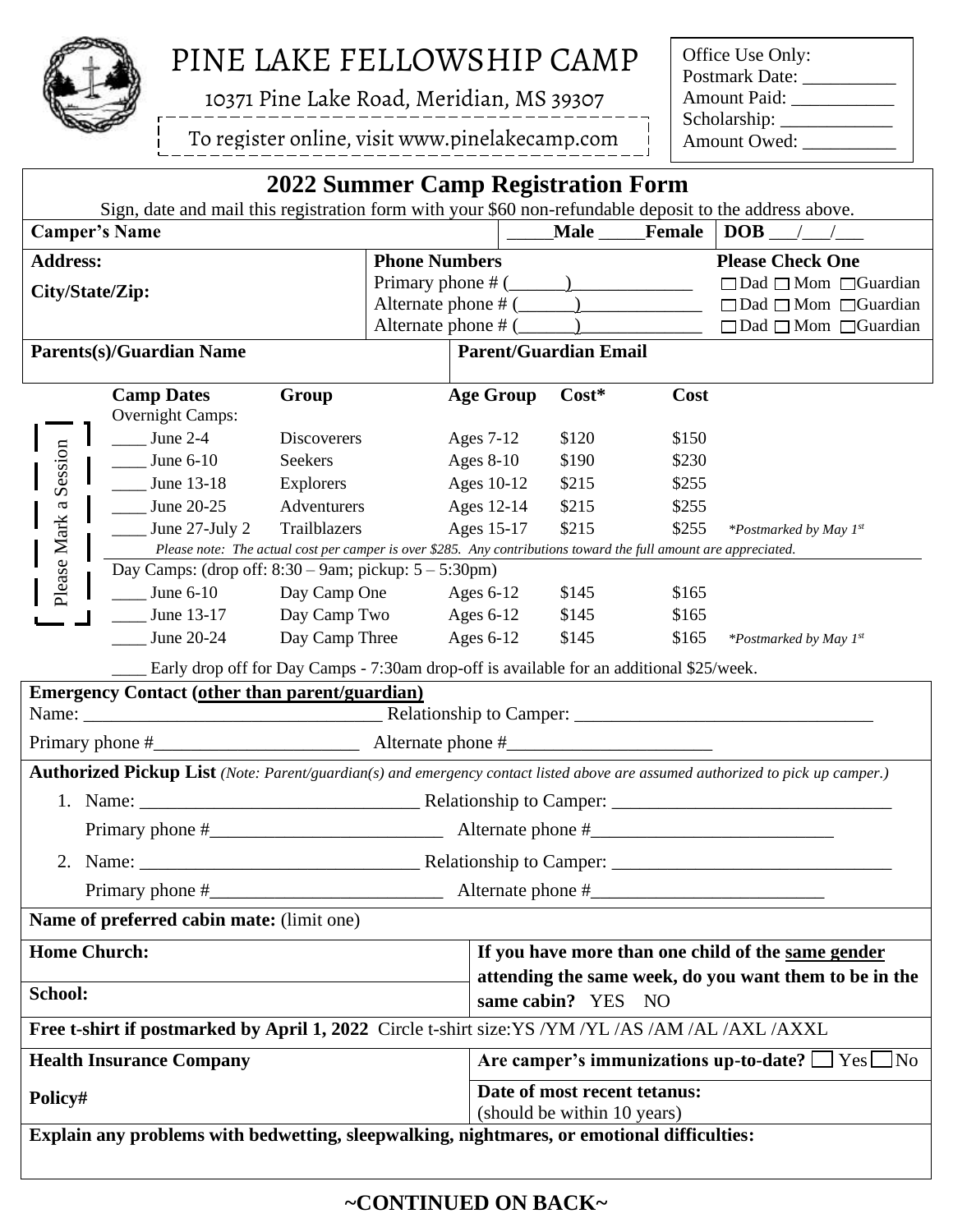# PINE LAKE FELLOWSHIP CAMP

10371 Pine Lake Road, Meridian, MS 39307

To register online, visit www.pinelakecamp.com

Office Use Only:
Postmark Date: __________
Amount Paid: ___________
Scholarship: ____________
Amount Owed: __________

## 2022 Summer Camp Registration Form

Sign, date and mail this registration form with your $60 non-refundable deposit to the address above.

| **Camper's Name** | _____Male _____Female | **DOB** ___/___/___ |
|---|---|---|
| **Address:** **City/State/Zip:** | **Phone Numbers** Primary phone # (______)_____________ Alternate phone # (______)_____________ Alternate phone # (______)_____________ | **Please Check One** ☐Dad ☐Mom ☐Guardian ☐Dad ☐Mom ☐Guardian ☐Dad ☐Mom ☐Guardian |
| **Parents(s)/Guardian Name** | **Parent/Guardian Email** | |

Please Mark a Session

| **Camp Dates** | **Group** | **Age Group** | **Cost*** | **Cost** | |
|---|---|---|---|---|---|
| Overnight Camps: | | | | | |
| ____ June 2-4 | Discoverers | Ages 7-12 | $120 | $150 | |
| ____ June 6-10 | Seekers | Ages 8-10 | $190 | $230 | |
| ____ June 13-18 | Explorers | Ages 10-12 | $215 | $255 | |
| ____ June 20-25 | Adventurers | Ages 12-14 | $215 | $255 | |
| ____ June 27-July 2 | Trailblazers | Ages 15-17 | $215 | $255 | *\*Postmarked by May 1st* |

*Please note: The actual cost per camper is over $285. Any contributions toward the full amount are appreciated.*

| Day Camps: (drop off: 8:30 – 9am; pickup: 5 – 5:30pm) | | | | | |
|---|---|---|---|---|---|
| ____ June 6-10 | Day Camp One | Ages 6-12 | $145 | $165 | |
| ____ June 13-17 | Day Camp Two | Ages 6-12 | $145 | $165 | |
| ____ June 20-24 | Day Camp Three | Ages 6-12 | $145 | $165 | *\*Postmarked by May 1st* |

____ Early drop off for Day Camps - 7:30am drop-off is available for an additional $25/week.

**Emergency Contact (other than parent/guardian)**
Name: ________________________________ Relationship to Camper: ________________________________
Primary phone #______________________ Alternate phone #______________________

**Authorized Pickup List** *(Note: Parent/guardian(s) and emergency contact listed above are assumed authorized to pick up camper.)*

1. Name: ______________________________ Relationship to Camper: ______________________________
   Primary phone #_________________________ Alternate phone #__________________________
2. Name: ______________________________ Relationship to Camper: ______________________________
   Primary phone #_________________________ Alternate phone #_________________________

**Name of preferred cabin mate:** (limit one)

| **Home Church:** | **If you have more than one child of the same gender attending the same week, do you want them to be in the same cabin?** YES NO |
|---|---|
| **School:** | |

**Free t-shirt if postmarked by April 1, 2022** Circle t-shirt size:YS /YM /YL /AS /AM /AL /AXL /AXXL

| **Health Insurance Company** | **Are camper's immunizations up-to-date?** ☐ Yes ☐ No |
|---|---|
| **Policy#** | **Date of most recent tetanus:** (should be within 10 years) |

**Explain any problems with bedwetting, sleepwalking, nightmares, or emotional difficulties:**

**~CONTINUED ON BACK~**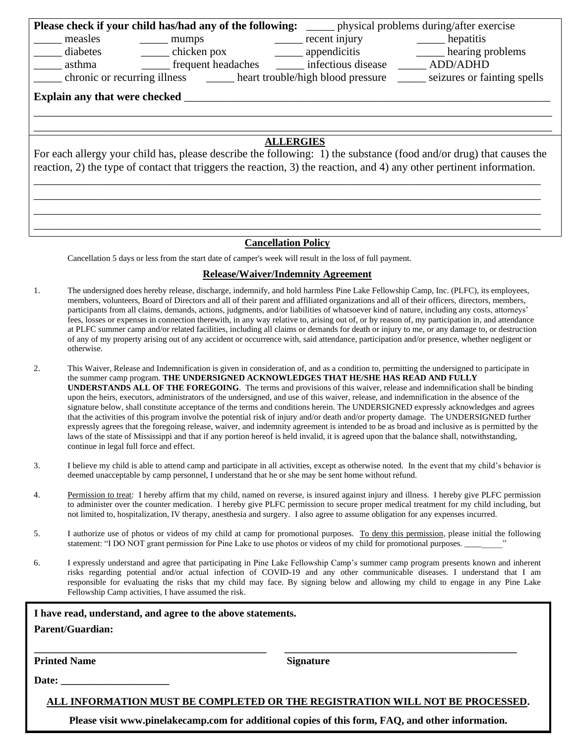**Please check if your child has/had any of the following:** _____ physical problems during/after exercise

_____ measles _____ mumps _____ recent injury _____ hepatitis

_____ diabetes _____ chicken pox _____ appendicitis _____ hearing problems

_____ asthma _____ frequent headaches _____ infectious disease _____ ADD/ADHD

_____ chronic or recurring illness _____ heart trouble/high blood pressure _____ seizures or fainting spells

**Explain any that were checked** ____________________________________________________________

________________________________________________________________________________________

________________________________________________________________________________________

## ALLERGIES

For each allergy your child has, please describe the following: 1) the substance (food and/or drug) that causes the reaction, 2) the type of contact that triggers the reaction, 3) the reaction, and 4) any other pertinent information.

________________________________________________________________________________________

________________________________________________________________________________________

________________________________________________________________________________________

________________________________________________________________________________________

## Cancellation Policy

Cancellation 5 days or less from the start date of camper's week will result in the loss of full payment.

## Release/Waiver/Indemnity Agreement

1. The undersigned does hereby release, discharge, indemnify, and hold harmless Pine Lake Fellowship Camp, Inc. (PLFC), its employees, members, volunteers, Board of Directors and all of their parent and affiliated organizations and all of their officers, directors, members, participants from all claims, demands, actions, judgments, and/or liabilities of whatsoever kind of nature, including any costs, attorneys' fees, losses or expenses in connection therewith, in any way relative to, arising out of, or by reason of, my participation in, and attendance at PLFC summer camp and/or related facilities, including all claims or demands for death or injury to me, or any damage to, or destruction of any of my property arising out of any accident or occurrence with, said attendance, participation and/or presence, whether negligent or otherwise.

2. This Waiver, Release and Indemnification is given in consideration of, and as a condition to, permitting the undersigned to participate in the summer camp program. **THE UNDERSIGNED ACKNOWLEDGES THAT HE/SHE HAS READ AND FULLY UNDERSTANDS ALL OF THE FOREGOING**. The terms and provisions of this waiver, release and indemnification shall be binding upon the heirs, executors, administrators of the undersigned, and use of this waiver, release, and indemnification in the absence of the signature below, shall constitute acceptance of the terms and conditions herein. The UNDERSIGNED expressly acknowledges and agrees that the activities of this program involve the potential risk of injury and/or death and/or property damage. The UNDERSIGNED further expressly agrees that the foregoing release, waiver, and indemnity agreement is intended to be as broad and inclusive as is permitted by the laws of the state of Mississippi and that if any portion hereof is held invalid, it is agreed upon that the balance shall, notwithstanding, continue in legal full force and effect.

3. I believe my child is able to attend camp and participate in all activities, except as otherwise noted. In the event that my child's behavior is deemed unacceptable by camp personnel, I understand that he or she may be sent home without refund.

4. Permission to treat: I hereby affirm that my child, named on reverse, is insured against injury and illness. I hereby give PLFC permission to administer over the counter medication. I hereby give PLFC permission to secure proper medical treatment for my child including, but not limited to, hospitalization, IV therapy, anesthesia and surgery. I also agree to assume obligation for any expenses incurred.

5. I authorize use of photos or videos of my child at camp for promotional purposes. To deny this permission, please initial the following statement: "I DO NOT grant permission for Pine Lake to use photos or videos of my child for promotional purposes. ____\_____"

6. I expressly understand and agree that participating in Pine Lake Fellowship Camp's summer camp program presents known and inherent risks regarding potential and/or actual infection of COVID-19 and any other communicable diseases. I understand that I am responsible for evaluating the risks that my child may face. By signing below and allowing my child to engage in any Pine Lake Fellowship Camp activities, I have assumed the risk.

**I have read, understand, and agree to the above statements.**

**Parent/Guardian:**

_____________________________________________ _____________________________________________

**Printed Name** **Signature**

**Date:** _____________________

**ALL INFORMATION MUST BE COMPLETED OR THE REGISTRATION WILL NOT BE PROCESSED.**

**Please visit www.pinelakecamp.com for additional copies of this form, FAQ, and other information.**